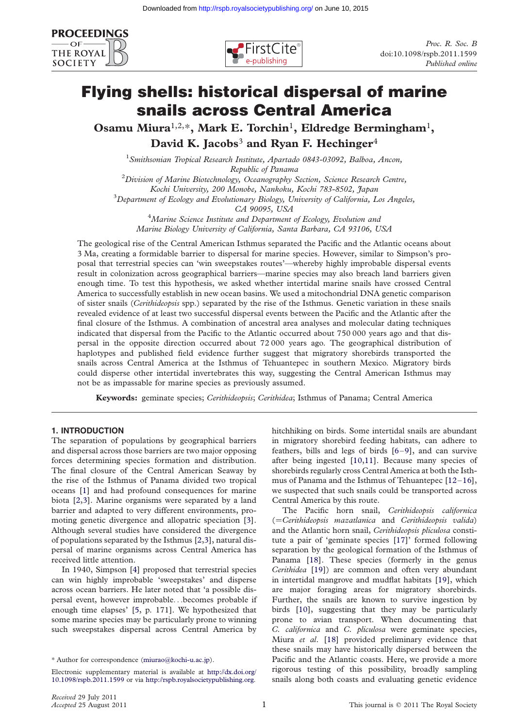# Flying shells: historical dispersal of marine snails across Central America

**Osamu Miura[1,2,*], Mark E. Torchin[1], Eldredge Bermingham[1], David K. Jacobs[3] and Ryan F. Hechinger[4]**

[1] *Smithsonian Tropical Research Institute, Apartado 0843-03092, Balboa, Ancon, Republic of Panama*
[2] *Division of Marine Biotechnology, Oceanography Section, Science Research Centre, Kochi University, 200 Monobe, Nankoku, Kochi 783-8502, Japan*
[3] *Department of Ecology and Evolutionary Biology, University of California, Los Angeles, CA 90095, USA*
[4] *Marine Science Institute and Department of Ecology, Evolution and Marine Biology University of California, Santa Barbara, CA 93106, USA*

The geological rise of the Central American Isthmus separated the Pacific and the Atlantic oceans about 3 Ma, creating a formidable barrier to dispersal for marine species. However, similar to Simpson's proposal that terrestrial species can 'win sweepstakes routes'—whereby highly improbable dispersal events result in colonization across geographical barriers—marine species may also breach land barriers given enough time. To test this hypothesis, we asked whether intertidal marine snails have crossed Central America to successfully establish in new ocean basins. We used a mitochondrial DNA genetic comparison of sister snails (*Cerithideopsis* spp.) separated by the rise of the Isthmus. Genetic variation in these snails revealed evidence of at least two successful dispersal events between the Pacific and the Atlantic after the final closure of the Isthmus. A combination of ancestral area analyses and molecular dating techniques indicated that dispersal from the Pacific to the Atlantic occurred about 750 000 years ago and that dispersal in the opposite direction occurred about 72 000 years ago. The geographical distribution of haplotypes and published field evidence further suggest that migratory shorebirds transported the snails across Central America at the Isthmus of Tehuantepec in southern Mexico. Migratory birds could disperse other intertidal invertebrates this way, suggesting the Central American Isthmus may not be as impassable for marine species as previously assumed.

**Keywords:** geminate species; *Cerithideopsis*; *Cerithidea*; Isthmus of Panama; Central America

## 1. INTRODUCTION

The separation of populations by geographical barriers and dispersal across those barriers are two major opposing forces determining species formation and distribution. The final closure of the Central American Seaway by the rise of the Isthmus of Panama divided two tropical oceans [1] and had profound consequences for marine biota [2,3]. Marine organisms were separated by a land barrier and adapted to very different environments, promoting genetic divergence and allopatric speciation [3]. Although several studies have considered the divergence of populations separated by the Isthmus [2,3], natural dispersal of marine organisms across Central America has received little attention.

In 1940, Simpson [4] proposed that terrestrial species can win highly improbable 'sweepstakes' and disperse across ocean barriers. He later noted that 'a possible dispersal event, however improbable...becomes probable if enough time elapses' [5, p. 171]. We hypothesized that some marine species may be particularly prone to winning such sweepstakes dispersal across Central America by hitchhiking on birds. Some intertidal snails are abundant in migratory shorebird feeding habitats, can adhere to feathers, bills and legs of birds [6–9], and can survive after being ingested [10,11]. Because many species of shorebirds regularly cross Central America at both the Isthmus of Panama and the Isthmus of Tehuantepec [12–16], we suspected that such snails could be transported across Central America by this route.

The Pacific horn snail, *Cerithideopsis californica* (=*Cerithideopsis mazatlanica* and *Cerithideopsis valida*) and the Atlantic horn snail, *Cerithideopsis pliculosa* constitute a pair of 'geminate species [17]' formed following separation by the geological formation of the Isthmus of Panama [18]. These species (formerly in the genus *Cerithidea* [19]) are common and often very abundant in intertidal mangrove and mudflat habitats [19], which are major foraging areas for migratory shorebirds. Further, the snails are known to survive ingestion by birds [10], suggesting that they may be particularly prone to avian transport. When documenting that *C. californica* and *C. pliculosa* were geminate species, Miura *et al.* [18] provided preliminary evidence that these snails may have historically dispersed between the Pacific and the Atlantic coasts. Here, we provide a more rigorous testing of this possibility, broadly sampling snails along both coasts and evaluating genetic evidence

* Author for correspondence (miurao@kochi-u.ac.jp).

Electronic supplementary material is available at http://dx.doi.org/10.1098/rspb.2011.1599 or via http://rspb.royalsocietypublishing.org.

*Received* 29 July 2011
*Accepted* 25 August 2011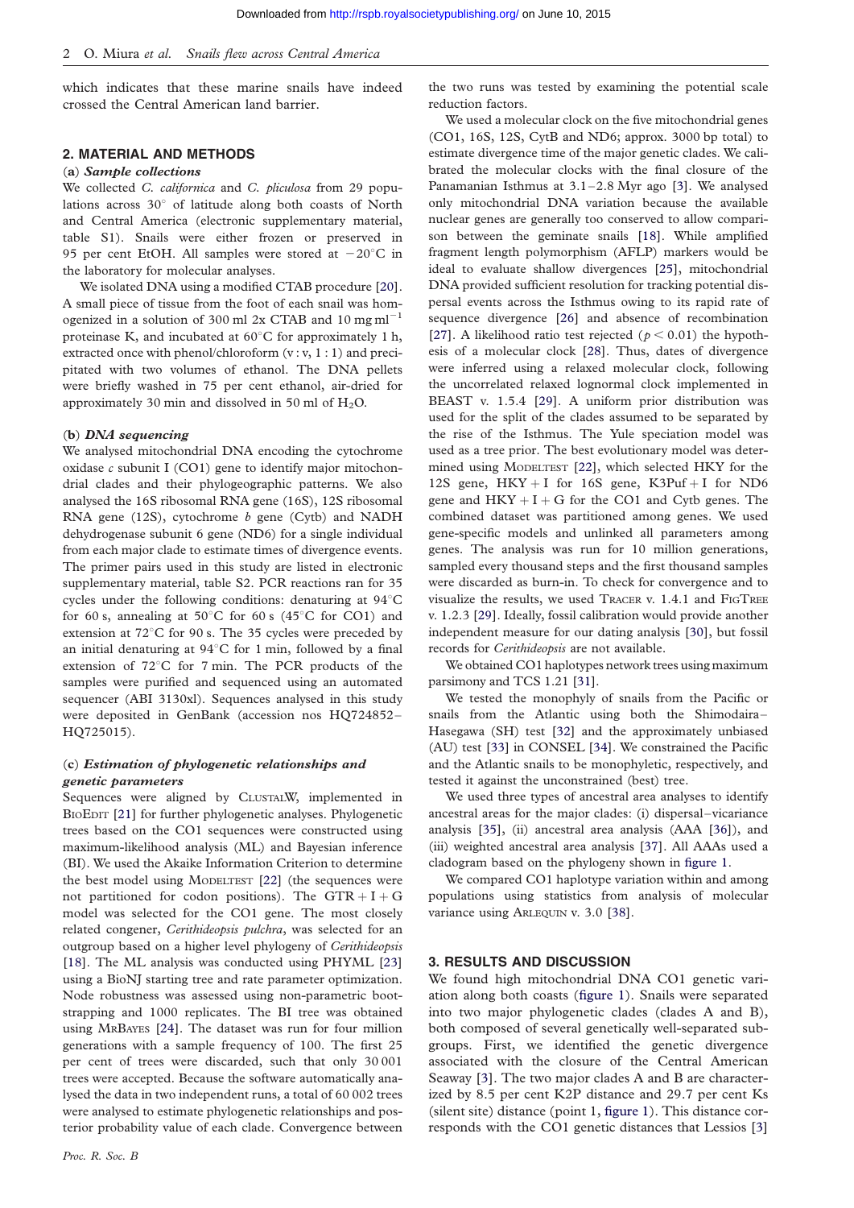which indicates that these marine snails have indeed crossed the Central American land barrier.

## 2. MATERIAL AND METHODS

### (a) *Sample collections*

We collected *C. californica* and *C. pliculosa* from 29 populations across 30° of latitude along both coasts of North and Central America (electronic supplementary material, table S1). Snails were either frozen or preserved in 95 per cent EtOH. All samples were stored at $-20°C$ in the laboratory for molecular analyses.

We isolated DNA using a modified CTAB procedure [20]. A small piece of tissue from the foot of each snail was homogenized in a solution of 300 ml 2x CTAB and 10 mg ml$^{-1}$ proteinase K, and incubated at 60°C for approximately 1 h, extracted once with phenol/chloroform (v : v, 1 : 1) and precipitated with two volumes of ethanol. The DNA pellets were briefly washed in 75 per cent ethanol, air-dried for approximately 30 min and dissolved in 50 ml of $H_2O$.

### (b) *DNA sequencing*

We analysed mitochondrial DNA encoding the cytochrome oxidase *c* subunit I (CO1) gene to identify major mitochondrial clades and their phylogeographic patterns. We also analysed the 16S ribosomal RNA gene (16S), 12S ribosomal RNA gene (12S), cytochrome *b* gene (Cytb) and NADH dehydrogenase subunit 6 gene (ND6) for a single individual from each major clade to estimate times of divergence events. The primer pairs used in this study are listed in electronic supplementary material, table S2. PCR reactions ran for 35 cycles under the following conditions: denaturing at 94°C for 60 s, annealing at 50°C for 60 s (45°C for CO1) and extension at 72°C for 90 s. The 35 cycles were preceded by an initial denaturing at 94°C for 1 min, followed by a final extension of 72°C for 7 min. The PCR products of the samples were purified and sequenced using an automated sequencer (ABI 3130xl). Sequences analysed in this study were deposited in GenBank (accession nos HQ724852–HQ725015).

### (c) *Estimation of phylogenetic relationships and genetic parameters*

Sequences were aligned by ClustalW, implemented in BioEdit [21] for further phylogenetic analyses. Phylogenetic trees based on the CO1 sequences were constructed using maximum-likelihood analysis (ML) and Bayesian inference (BI). We used the Akaike Information Criterion to determine the best model using Modeltest [22] (the sequences were not partitioned for codon positions). The GTR + I + G model was selected for the CO1 gene. The most closely related congener, *Cerithideopsis pulchra*, was selected for an outgroup based on a higher level phylogeny of *Cerithideopsis* [18]. The ML analysis was conducted using PHYML [23] using a BioNJ starting tree and rate parameter optimization. Node robustness was assessed using non-parametric bootstrapping and 1000 replicates. The BI tree was obtained using MrBayes [24]. The dataset was run for four million generations with a sample frequency of 100. The first 25 per cent of trees were discarded, such that only 30 001 trees were accepted. Because the software automatically analysed the data in two independent runs, a total of 60 002 trees were analysed to estimate phylogenetic relationships and posterior probability value of each clade. Convergence between the two runs was tested by examining the potential scale reduction factors.

We used a molecular clock on the five mitochondrial genes (CO1, 16S, 12S, CytB and ND6; approx. 3000 bp total) to estimate divergence time of the major genetic clades. We calibrated the molecular clocks with the final closure of the Panamanian Isthmus at 3.1–2.8 Myr ago [3]. We analysed only mitochondrial DNA variation because the available nuclear genes are generally too conserved to allow comparison between the geminate snails [18]. While amplified fragment length polymorphism (AFLP) markers would be ideal to evaluate shallow divergences [25], mitochondrial DNA provided sufficient resolution for tracking potential dispersal events across the Isthmus owing to its rapid rate of sequence divergence [26] and absence of recombination [27]. A likelihood ratio test rejected ($p < 0.01$) the hypothesis of a molecular clock [28]. Thus, dates of divergence were inferred using a relaxed molecular clock, following the uncorrelated relaxed lognormal clock implemented in BEAST v. 1.5.4 [29]. A uniform prior distribution was used for the split of the clades assumed to be separated by the rise of the Isthmus. The Yule speciation model was used as a tree prior. The best evolutionary model was determined using Modeltest [22], which selected HKY for the 12S gene, HKY + I for 16S gene, K3Puf + I for ND6 gene and HKY + I + G for the CO1 and Cytb genes. The combined dataset was partitioned among genes. We used gene-specific models and unlinked all parameters among genes. The analysis was run for 10 million generations, sampled every thousand steps and the first thousand samples were discarded as burn-in. To check for convergence and to visualize the results, we used Tracer v. 1.4.1 and FigTree v. 1.2.3 [29]. Ideally, fossil calibration would provide another independent measure for our dating analysis [30], but fossil records for *Cerithideopsis* are not available.

We obtained CO1 haplotypes network trees using maximum parsimony and TCS 1.21 [31].

We tested the monophyly of snails from the Pacific or snails from the Atlantic using both the Shimodaira–Hasegawa (SH) test [32] and the approximately unbiased (AU) test [33] in CONSEL [34]. We constrained the Pacific and the Atlantic snails to be monophyletic, respectively, and tested it against the unconstrained (best) tree.

We used three types of ancestral area analyses to identify ancestral areas for the major clades: (i) dispersal–vicariance analysis [35], (ii) ancestral area analysis (AAA [36]), and (iii) weighted ancestral area analysis [37]. All AAAs used a cladogram based on the phylogeny shown in figure 1.

We compared CO1 haplotype variation within and among populations using statistics from analysis of molecular variance using Arlequin v. 3.0 [38].

## 3. RESULTS AND DISCUSSION

We found high mitochondrial DNA CO1 genetic variation along both coasts (figure 1). Snails were separated into two major phylogenetic clades (clades A and B), both composed of several genetically well-separated subgroups. First, we identified the genetic divergence associated with the closure of the Central American Seaway [3]. The two major clades A and B are characterized by 8.5 per cent K2P distance and 29.7 per cent Ks (silent site) distance (point 1, figure 1). This distance corresponds with the CO1 genetic distances that Lessios [3]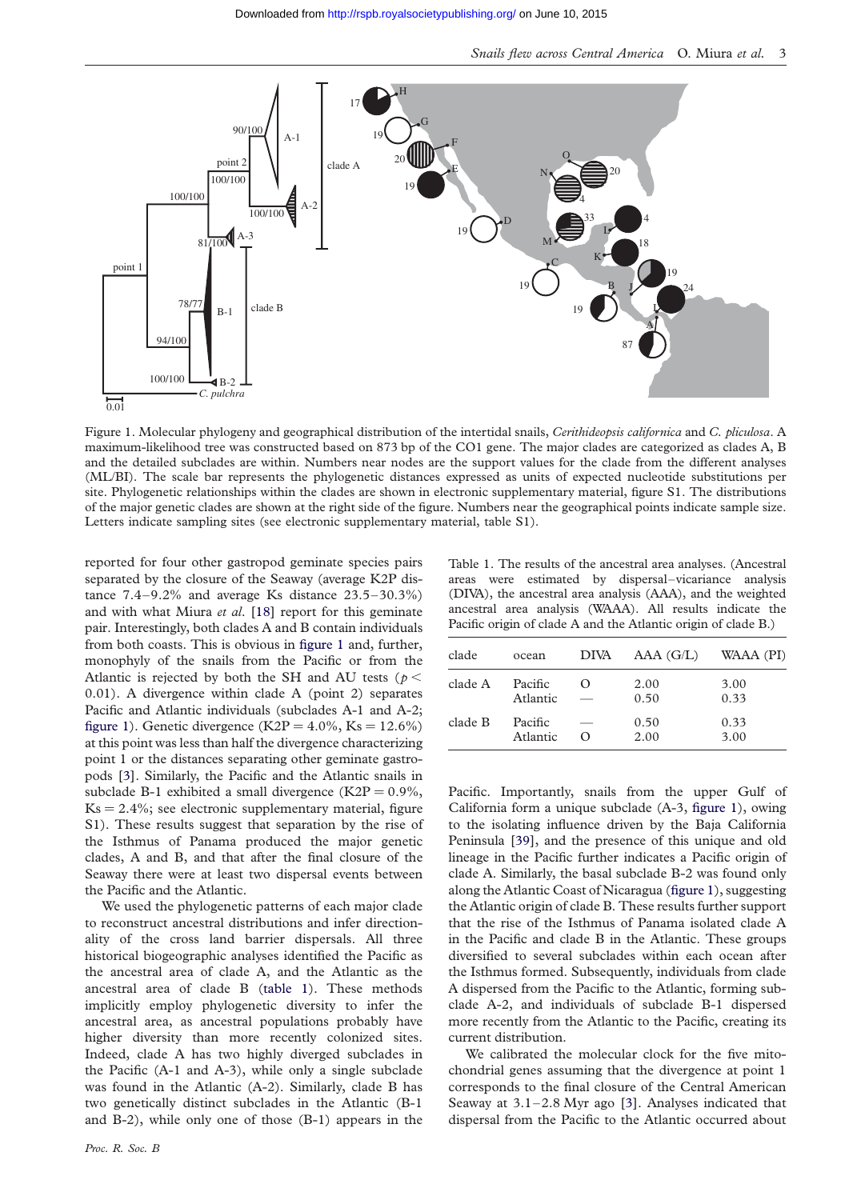Figure 1. Molecular phylogeny and geographical distribution of the intertidal snails, *Cerithideopsis californica* and *C. pliculosa*. A maximum-likelihood tree was constructed based on 873 bp of the CO1 gene. The major clades are categorized as clades A, B and the detailed subclades are within. Numbers near nodes are the support values for the clade from the different analyses (ML/BI). The scale bar represents the phylogenetic distances expressed as units of expected nucleotide substitutions per site. Phylogenetic relationships within the clades are shown in electronic supplementary material, figure S1. The distributions of the major genetic clades are shown at the right side of the figure. Numbers near the geographical points indicate sample size. Letters indicate sampling sites (see electronic supplementary material, table S1).

reported for four other gastropod geminate species pairs separated by the closure of the Seaway (average K2P distance 7.4–9.2% and average Ks distance 23.5–30.3%) and with what Miura *et al.* [18] report for this geminate pair. Interestingly, both clades A and B contain individuals from both coasts. This is obvious in figure 1 and, further, monophyly of the snails from the Pacific or from the Atlantic is rejected by both the SH and AU tests ($p < 0.01$). A divergence within clade A (point 2) separates Pacific and Atlantic individuals (subclades A-1 and A-2; figure 1). Genetic divergence (K2P = 4.0%, Ks = 12.6%) at this point was less than half the divergence characterizing point 1 or the distances separating other geminate gastropods [3]. Similarly, the Pacific and the Atlantic snails in subclade B-1 exhibited a small divergence (K2P = 0.9%, Ks = 2.4%; see electronic supplementary material, figure S1). These results suggest that separation by the rise of the Isthmus of Panama produced the major genetic clades, A and B, and that after the final closure of the Seaway there were at least two dispersal events between the Pacific and the Atlantic.

We used the phylogenetic patterns of each major clade to reconstruct ancestral distributions and infer directionality of the cross land barrier dispersals. All three historical biogeographic analyses identified the Pacific as the ancestral area of clade A, and the Atlantic as the ancestral area of clade B (table 1). These methods implicitly employ phylogenetic diversity to infer the ancestral area, as ancestral populations probably have higher diversity than more recently colonized sites. Indeed, clade A has two highly diverged subclades in the Pacific (A-1 and A-3), while only a single subclade was found in the Atlantic (A-2). Similarly, clade B has two genetically distinct subclades in the Atlantic (B-1 and B-2), while only one of those (B-1) appears in the Pacific. Importantly, snails from the upper Gulf of California form a unique subclade (A-3, figure 1), owing to the isolating influence driven by the Baja California Peninsula [39], and the presence of this unique and old lineage in the Pacific further indicates a Pacific origin of clade A. Similarly, the basal subclade B-2 was found only along the Atlantic Coast of Nicaragua (figure 1), suggesting the Atlantic origin of clade B. These results further support that the rise of the Isthmus of Panama isolated clade A in the Pacific and clade B in the Atlantic. These groups diversified to several subclades within each ocean after the Isthmus formed. Subsequently, individuals from clade A dispersed from the Pacific to the Atlantic, forming subclade A-2, and individuals of subclade B-1 dispersed more recently from the Atlantic to the Pacific, creating its current distribution.

Table 1. The results of the ancestral area analyses. (Ancestral areas were estimated by dispersal–vicariance analysis (DIVA), the ancestral area analysis (AAA), and the weighted ancestral area analysis (WAAA). All results indicate the Pacific origin of clade A and the Atlantic origin of clade B.)

| clade | ocean | DIVA | AAA (G/L) | WAAA (PI) |
|---|---|---|---|---|
| clade A | Pacific | O | 2.00 | 3.00 |
| | Atlantic | — | 0.50 | 0.33 |
| clade B | Pacific | — | 0.50 | 0.33 |
| | Atlantic | O | 2.00 | 3.00 |

We calibrated the molecular clock for the five mitochondrial genes assuming that the divergence at point 1 corresponds to the final closure of the Central American Seaway at 3.1–2.8 Myr ago [3]. Analyses indicated that dispersal from the Pacific to the Atlantic occurred about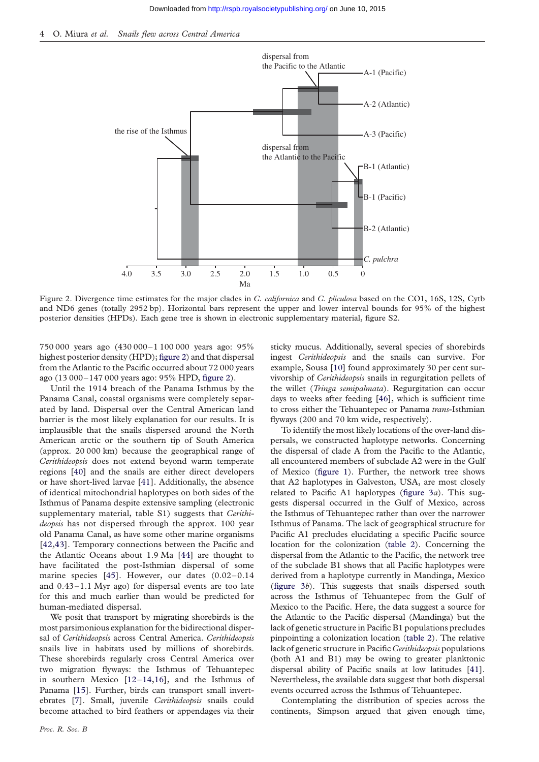Figure 2. Divergence time estimates for the major clades in *C. californica* and *C. pliculosa* based on the CO1, 16S, 12S, Cytb and ND6 genes (totally 2952 bp). Horizontal bars represent the upper and lower interval bounds for 95% of the highest posterior densities (HPDs). Each gene tree is shown in electronic supplementary material, figure S2.

750 000 years ago (430 000–1 100 000 years ago: 95% highest posterior density (HPD); figure 2) and that dispersal from the Atlantic to the Pacific occurred about 72 000 years ago (13 000–147 000 years ago: 95% HPD, figure 2).

Until the 1914 breach of the Panama Isthmus by the Panama Canal, coastal organisms were completely separated by land. Dispersal over the Central American land barrier is the most likely explanation for our results. It is implausible that the snails dispersed around the North American arctic or the southern tip of South America (approx. 20 000 km) because the geographical range of *Cerithideopsis* does not extend beyond warm temperate regions [40] and the snails are either direct developers or have short-lived larvae [41]. Additionally, the absence of identical mitochondrial haplotypes on both sides of the Isthmus of Panama despite extensive sampling (electronic supplementary material, table S1) suggests that *Cerithideopsis* has not dispersed through the approx. 100 year old Panama Canal, as have some other marine organisms [42,43]. Temporary connections between the Pacific and the Atlantic Oceans about 1.9 Ma [44] are thought to have facilitated the post-Isthmian dispersal of some marine species [45]. However, our dates (0.02–0.14 and 0.43–1.1 Myr ago) for dispersal events are too late for this and much earlier than would be predicted for human-mediated dispersal.

We posit that transport by migrating shorebirds is the most parsimonious explanation for the bidirectional dispersal of *Cerithideopsis* across Central America. *Cerithideopsis* snails live in habitats used by millions of shorebirds. These shorebirds regularly cross Central America over two migration flyways: the Isthmus of Tehuantepec in southern Mexico [12–14,16], and the Isthmus of Panama [15]. Further, birds can transport small invertebrates [7]. Small, juvenile *Cerithideopsis* snails could become attached to bird feathers or appendages via their sticky mucus. Additionally, several species of shorebirds ingest *Cerithideopsis* and the snails can survive. For example, Sousa [10] found approximately 30 per cent survivorship of *Cerithideopsis* snails in regurgitation pellets of the willet (*Tringa semipalmata*). Regurgitation can occur days to weeks after feeding [46], which is sufficient time to cross either the Tehuantepec or Panama *trans*-Isthmian flyways (200 and 70 km wide, respectively).

To identify the most likely locations of the over-land dispersals, we constructed haplotype networks. Concerning the dispersal of clade A from the Pacific to the Atlantic, all encountered members of subclade A2 were in the Gulf of Mexico (figure 1). Further, the network tree shows that A2 haplotypes in Galveston, USA, are most closely related to Pacific A1 haplotypes (figure 3*a*). This suggests dispersal occurred in the Gulf of Mexico, across the Isthmus of Tehuantepec rather than over the narrower Isthmus of Panama. The lack of geographical structure for Pacific A1 precludes elucidating a specific Pacific source location for the colonization (table 2). Concerning the dispersal from the Atlantic to the Pacific, the network tree of the subclade B1 shows that all Pacific haplotypes were derived from a haplotype currently in Mandinga, Mexico (figure 3*b*). This suggests that snails dispersed south across the Isthmus of Tehuantepec from the Gulf of Mexico to the Pacific. Here, the data suggest a source for the Atlantic to the Pacific dispersal (Mandinga) but the lack of genetic structure in Pacific B1 populations precludes pinpointing a colonization location (table 2). The relative lack of genetic structure in Pacific *Cerithideopsis* populations (both A1 and B1) may be owing to greater planktonic dispersal ability of Pacific snails at low latitudes [41]. Nevertheless, the available data suggest that both dispersal events occurred across the Isthmus of Tehuantepec.

Contemplating the distribution of species across the continents, Simpson argued that given enough time,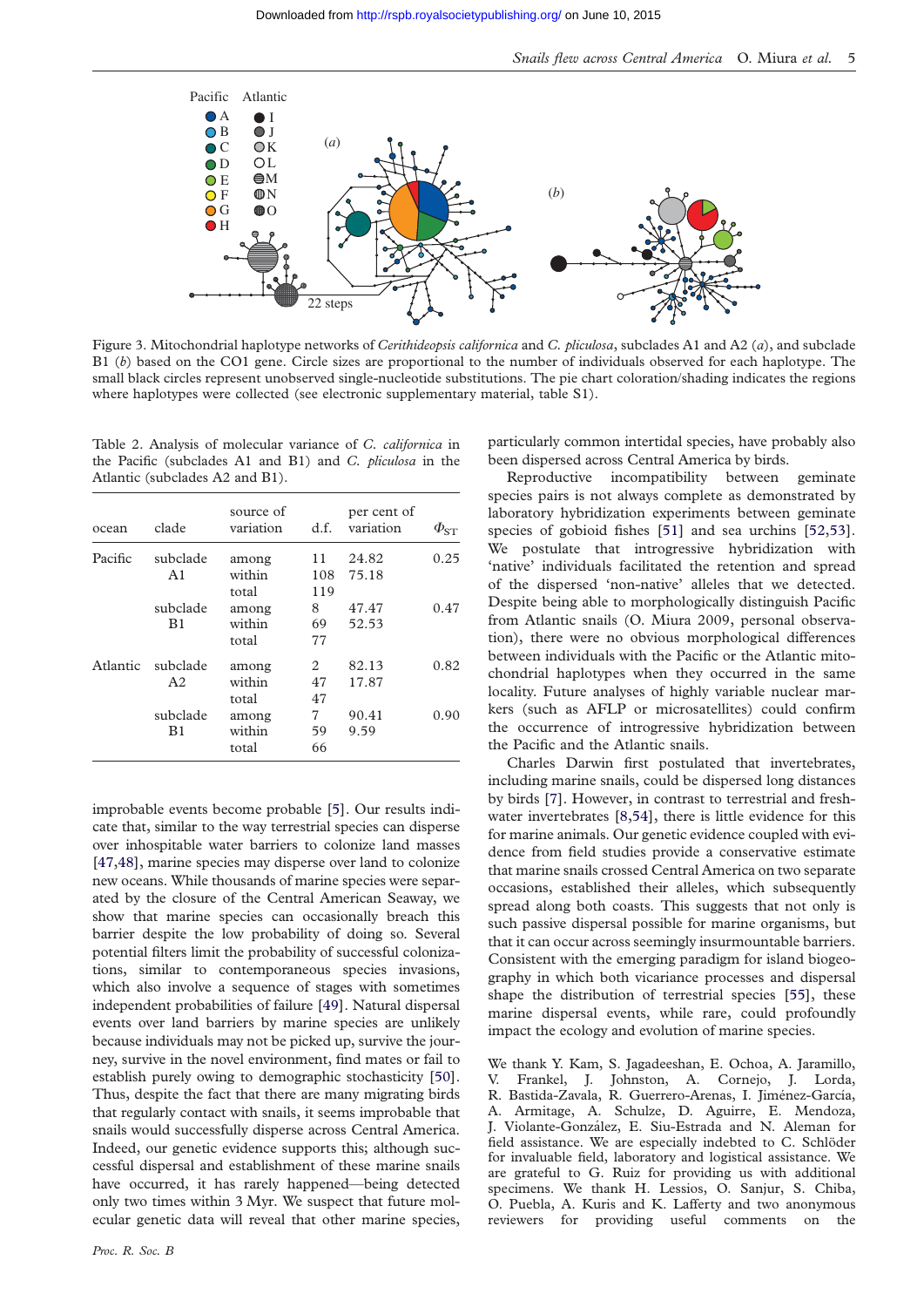Figure 3. Mitochondrial haplotype networks of *Cerithideopsis californica* and *C. pliculosa*, subclades A1 and A2 (*a*), and subclade B1 (*b*) based on the CO1 gene. Circle sizes are proportional to the number of individuals observed for each haplotype. The small black circles represent unobserved single-nucleotide substitutions. The pie chart coloration/shading indicates the regions where haplotypes were collected (see electronic supplementary material, table S1).

Table 2. Analysis of molecular variance of *C. californica* in the Pacific (subclades A1 and B1) and *C. pliculosa* in the Atlantic (subclades A2 and B1).

| ocean | clade | source of variation | d.f. | per cent of variation | $\Phi_{ST}$ |
|---|---|---|---|---|---|
| Pacific | subclade A1 | among | 11 | 24.82 | 0.25 |
| | | within | 108 | 75.18 | |
| | | total | 119 | | |
| | subclade B1 | among | 8 | 47.47 | 0.47 |
| | | within | 69 | 52.53 | |
| | | total | 77 | | |
| Atlantic | subclade A2 | among | 2 | 82.13 | 0.82 |
| | | within | 47 | 17.87 | |
| | | total | 47 | | |
| | subclade B1 | among | 7 | 90.41 | 0.90 |
| | | within | 59 | 9.59 | |
| | | total | 66 | | |

improbable events become probable [5]. Our results indicate that, similar to the way terrestrial species can disperse over inhospitable water barriers to colonize land masses [47,48], marine species may disperse over land to colonize new oceans. While thousands of marine species were separated by the closure of the Central American Seaway, we show that marine species can occasionally breach this barrier despite the low probability of doing so. Several potential filters limit the probability of successful colonizations, similar to contemporaneous species invasions, which also involve a sequence of stages with sometimes independent probabilities of failure [49]. Natural dispersal events over land barriers by marine species are unlikely because individuals may not be picked up, survive the journey, survive in the novel environment, find mates or fail to establish purely owing to demographic stochasticity [50]. Thus, despite the fact that there are many migrating birds that regularly contact with snails, it seems improbable that snails would successfully disperse across Central America. Indeed, our genetic evidence supports this; although successful dispersal and establishment of these marine snails have occurred, it has rarely happened—being detected only two times within 3 Myr. We suspect that future molecular genetic data will reveal that other marine species, particularly common intertidal species, have probably also been dispersed across Central America by birds.

Reproductive incompatibility between geminate species pairs is not always complete as demonstrated by laboratory hybridization experiments between geminate species of gobioid fishes [51] and sea urchins [52,53]. We postulate that introgressive hybridization with 'native' individuals facilitated the retention and spread of the dispersed 'non-native' alleles that we detected. Despite being able to morphologically distinguish Pacific from Atlantic snails (O. Miura 2009, personal observation), there were no obvious morphological differences between individuals with the Pacific or the Atlantic mitochondrial haplotypes when they occurred in the same locality. Future analyses of highly variable nuclear markers (such as AFLP or microsatellites) could confirm the occurrence of introgressive hybridization between the Pacific and the Atlantic snails.

Charles Darwin first postulated that invertebrates, including marine snails, could be dispersed long distances by birds [7]. However, in contrast to terrestrial and freshwater invertebrates [8,54], there is little evidence for this for marine animals. Our genetic evidence coupled with evidence from field studies provide a conservative estimate that marine snails crossed Central America on two separate occasions, established their alleles, which subsequently spread along both coasts. This suggests that not only is such passive dispersal possible for marine organisms, but that it can occur across seemingly insurmountable barriers. Consistent with the emerging paradigm for island biogeography in which both vicariance processes and dispersal shape the distribution of terrestrial species [55], these marine dispersal events, while rare, could profoundly impact the ecology and evolution of marine species.

We thank Y. Kam, S. Jagadeeshan, E. Ochoa, A. Jaramillo, V. Frankel, J. Johnston, A. Cornejo, J. Lorda, R. Bastida-Zavala, R. Guerrero-Arenas, I. Jiménez-García, A. Armitage, A. Schulze, D. Aguirre, E. Mendoza, J. Violante-González, E. Siu-Estrada and N. Aleman for field assistance. We are especially indebted to C. Schlöder for invaluable field, laboratory and logistical assistance. We are grateful to G. Ruiz for providing us with additional specimens. We thank H. Lessios, O. Sanjur, S. Chiba, O. Puebla, A. Kuris and K. Lafferty and two anonymous reviewers for providing useful comments on the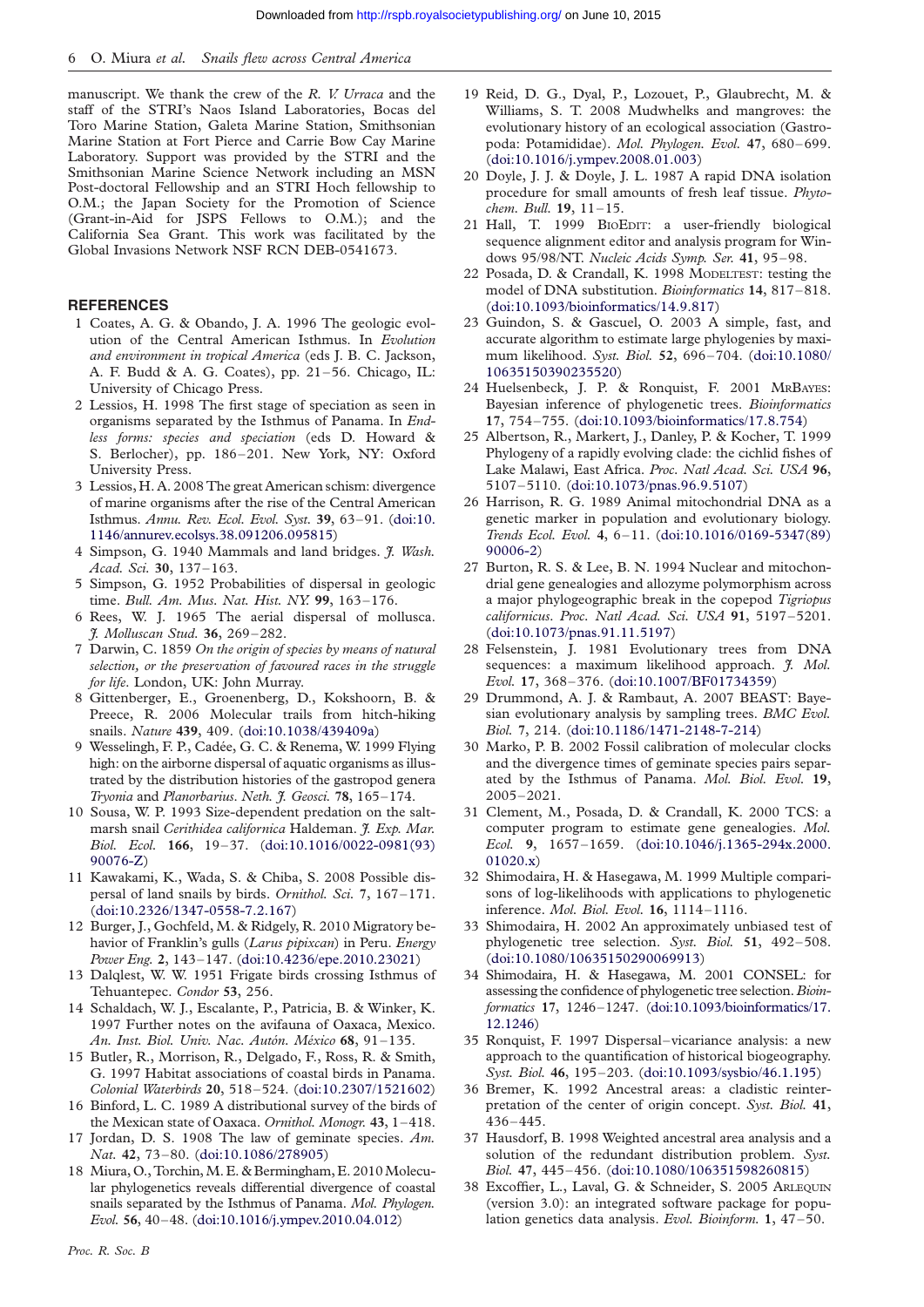manuscript. We thank the crew of the *R. V. Urraca* and the staff of the STRI's Naos Island Laboratories, Bocas del Toro Marine Station, Galeta Marine Station, Smithsonian Marine Station at Fort Pierce and Carrie Bow Cay Marine Laboratory. Support was provided by the STRI and the Smithsonian Marine Science Network including an MSN Post-doctoral Fellowship and an STRI Hoch fellowship to O.M.; the Japan Society for the Promotion of Science (Grant-in-Aid for JSPS Fellows to O.M.); and the California Sea Grant. This work was facilitated by the Global Invasions Network NSF RCN DEB-0541673.

## REFERENCES

1. Coates, A. G. & Obando, J. A. 1996 The geologic evolution of the Central American Isthmus. In *Evolution and environment in tropical America* (eds J. B. C. Jackson, A. F. Budd & A. G. Coates), pp. 21–56. Chicago, IL: University of Chicago Press.
2. Lessios, H. 1998 The first stage of speciation as seen in organisms separated by the Isthmus of Panama. In *Endless forms: species and speciation* (eds D. Howard & S. Berlocher), pp. 186–201. New York, NY: Oxford University Press.
3. Lessios, H. A. 2008 The great American schism: divergence of marine organisms after the rise of the Central American Isthmus. *Annu. Rev. Ecol. Evol. Syst.* **39**, 63–91. (doi:10.1146/annurev.ecolsys.38.091206.095815)
4. Simpson, G. 1940 Mammals and land bridges. *J. Wash. Acad. Sci.* **30**, 137–163.
5. Simpson, G. 1952 Probabilities of dispersal in geologic time. *Bull. Am. Mus. Nat. Hist. NY.* **99**, 163–176.
6. Rees, W. J. 1965 The aerial dispersal of mollusca. *J. Molluscan Stud.* **36**, 269–282.
7. Darwin, C. 1859 *On the origin of species by means of natural selection, or the preservation of favoured races in the struggle for life*. London, UK: John Murray.
8. Gittenberger, E., Groenenberg, D., Kokshoorn, B. & Preece, R. 2006 Molecular trails from hitch-hiking snails. *Nature* **439**, 409. (doi:10.1038/439409a)
9. Wesselingh, F. P., Cadée, G. C. & Renema, W. 1999 Flying high: on the airborne dispersal of aquatic organisms as illustrated by the distribution histories of the gastropod genera *Tryonia* and *Planorbarius*. *Neth. J. Geosci.* **78**, 165–174.
10. Sousa, W. P. 1993 Size-dependent predation on the salt-marsh snail *Cerithidea californica* Haldeman. *J. Exp. Mar. Biol. Ecol.* **166**, 19–37. (doi:10.1016/0022-0981(93)90076-Z)
11. Kawakami, K., Wada, S. & Chiba, S. 2008 Possible dispersal of land snails by birds. *Ornithol. Sci.* **7**, 167–171. (doi:10.2326/1347-0558-7.2.167)
12. Burger, J., Gochfeld, M. & Ridgely, R. 2010 Migratory behavior of Franklin's gulls (*Larus pipixcan*) in Peru. *Energy Power Eng.* **2**, 143–147. (doi:10.4236/epe.2010.23021)
13. Dalqlest, W. W. 1951 Frigate birds crossing Isthmus of Tehuantepec. *Condor* **53**, 256.
14. Schaldach, W. J., Escalante, P., Patricia, B. & Winker, K. 1997 Further notes on the avifauna of Oaxaca, Mexico. *An. Inst. Biol. Univ. Nac. Autón. México* **68**, 91–135.
15. Butler, R., Morrison, R., Delgado, F., Ross, R. & Smith, G. 1997 Habitat associations of coastal birds in Panama. *Colonial Waterbirds* **20**, 518–524. (doi:10.2307/1521602)
16. Binford, L. C. 1989 A distributional survey of the birds of the Mexican state of Oaxaca. *Ornithol. Monogr.* **43**, 1–418.
17. Jordan, D. S. 1908 The law of geminate species. *Am. Nat.* **42**, 73–80. (doi:10.1086/278905)
18. Miura, O., Torchin, M. E. & Bermingham, E. 2010 Molecular phylogenetics reveals differential divergence of coastal snails separated by the Isthmus of Panama. *Mol. Phylogen. Evol.* **56**, 40–48. (doi:10.1016/j.ympev.2010.04.012)
19. Reid, D. G., Dyal, P., Lozouet, P., Glaubrecht, M. & Williams, S. T. 2008 Mudwhelks and mangroves: the evolutionary history of an ecological association (Gastropoda: Potamididae). *Mol. Phylogen. Evol.* **47**, 680–699. (doi:10.1016/j.ympev.2008.01.003)
20. Doyle, J. J. & Doyle, J. L. 1987 A rapid DNA isolation procedure for small amounts of fresh leaf tissue. *Phytochem. Bull.* **19**, 11–15.
21. Hall, T. 1999 BioEdit: a user-friendly biological sequence alignment editor and analysis program for Windows 95/98/NT. *Nucleic Acids Symp. Ser.* **41**, 95–98.
22. Posada, D. & Crandall, K. 1998 Modeltest: testing the model of DNA substitution. *Bioinformatics* **14**, 817–818. (doi:10.1093/bioinformatics/14.9.817)
23. Guindon, S. & Gascuel, O. 2003 A simple, fast, and accurate algorithm to estimate large phylogenies by maximum likelihood. *Syst. Biol.* **52**, 696–704. (doi:10.1080/10635150390235520)
24. Huelsenbeck, J. P. & Ronquist, F. 2001 MrBayes: Bayesian inference of phylogenetic trees. *Bioinformatics* **17**, 754–755. (doi:10.1093/bioinformatics/17.8.754)
25. Albertson, R., Markert, J., Danley, P. & Kocher, T. 1999 Phylogeny of a rapidly evolving clade: the cichlid fishes of Lake Malawi, East Africa. *Proc. Natl Acad. Sci. USA* **96**, 5107–5110. (doi:10.1073/pnas.96.9.5107)
26. Harrison, R. G. 1989 Animal mitochondrial DNA as a genetic marker in population and evolutionary biology. *Trends Ecol. Evol.* **4**, 6–11. (doi:10.1016/0169-5347(89)90006-2)
27. Burton, R. S. & Lee, B. N. 1994 Nuclear and mitochondrial gene genealogies and allozyme polymorphism across a major phylogeographic break in the copepod *Tigriopus californicus*. *Proc. Natl Acad. Sci. USA* **91**, 5197–5201. (doi:10.1073/pnas.91.11.5197)
28. Felsenstein, J. 1981 Evolutionary trees from DNA sequences: a maximum likelihood approach. *J. Mol. Evol.* **17**, 368–376. (doi:10.1007/BF01734359)
29. Drummond, A. J. & Rambaut, A. 2007 BEAST: Bayesian evolutionary analysis by sampling trees. *BMC Evol. Biol.* **7**, 214. (doi:10.1186/1471-2148-7-214)
30. Marko, P. B. 2002 Fossil calibration of molecular clocks and the divergence times of geminate species pairs separated by the Isthmus of Panama. *Mol. Biol. Evol.* **19**, 2005–2021.
31. Clement, M., Posada, D. & Crandall, K. 2000 TCS: a computer program to estimate gene genealogies. *Mol. Ecol.* **9**, 1657–1659. (doi:10.1046/j.1365-294x.2000.01020.x)
32. Shimodaira, H. & Hasegawa, M. 1999 Multiple comparisons of log-likelihoods with applications to phylogenetic inference. *Mol. Biol. Evol.* **16**, 1114–1116.
33. Shimodaira, H. 2002 An approximately unbiased test of phylogenetic tree selection. *Syst. Biol.* **51**, 492–508. (doi:10.1080/10635150290069913)
34. Shimodaira, H. & Hasegawa, M. 2001 CONSEL: for assessing the confidence of phylogenetic tree selection. *Bioinformatics* **17**, 1246–1247. (doi:10.1093/bioinformatics/17.12.1246)
35. Ronquist, F. 1997 Dispersal–vicariance analysis: a new approach to the quantification of historical biogeography. *Syst. Biol.* **46**, 195–203. (doi:10.1093/sysbio/46.1.195)
36. Bremer, K. 1992 Ancestral areas: a cladistic reinterpretation of the center of origin concept. *Syst. Biol.* **41**, 436–445.
37. Hausdorf, B. 1998 Weighted ancestral area analysis and a solution of the redundant distribution problem. *Syst. Biol.* **47**, 445–456. (doi:10.1080/106351598260815)
38. Excoffier, L., Laval, G. & Schneider, S. 2005 Arlequin (version 3.0): an integrated software package for population genetics data analysis. *Evol. Bioinform.* **1**, 47–50.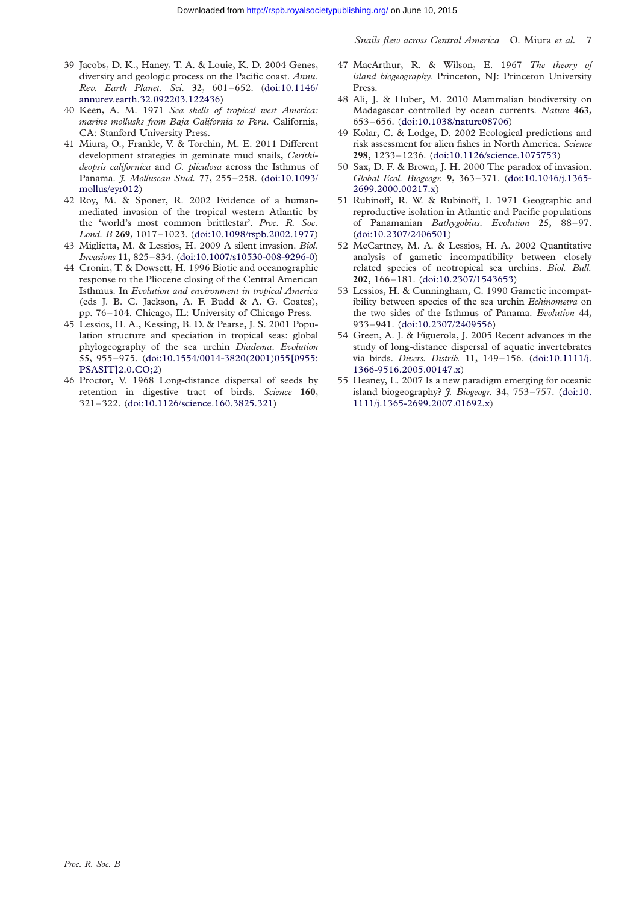39 Jacobs, D. K., Haney, T. A. & Louie, K. D. 2004 Genes, diversity and geologic process on the Pacific coast. *Annu. Rev. Earth Planet. Sci.* **32**, 601–652. (doi:10.1146/annurev.earth.32.092203.122436)

40 Keen, A. M. 1971 *Sea shells of tropical west America: marine mollusks from Baja California to Peru*. California, CA: Stanford University Press.

41 Miura, O., Frankle, V. & Torchin, M. E. 2011 Different development strategies in geminate mud snails, *Cerithideopsis californica* and *C. pliculosa* across the Isthmus of Panama. *J. Molluscan Stud.* **77**, 255–258. (doi:10.1093/mollus/eyr012)

42 Roy, M. & Sponer, R. 2002 Evidence of a human-mediated invasion of the tropical western Atlantic by the 'world's most common brittlestar'. *Proc. R. Soc. Lond. B* **269**, 1017–1023. (doi:10.1098/rspb.2002.1977)

43 Miglietta, M. & Lessios, H. 2009 A silent invasion. *Biol. Invasions* **11**, 825–834. (doi:10.1007/s10530-008-9296-0)

44 Cronin, T. & Dowsett, H. 1996 Biotic and oceanographic response to the Pliocene closing of the Central American Isthmus. In *Evolution and environment in tropical America* (eds J. B. C. Jackson, A. F. Budd & A. G. Coates), pp. 76–104. Chicago, IL: University of Chicago Press.

45 Lessios, H. A., Kessing, B. D. & Pearse, J. S. 2001 Population structure and speciation in tropical seas: global phylogeography of the sea urchin *Diadema*. *Evolution* **55**, 955–975. (doi:10.1554/0014-3820(2001)055[0955:PSASIT]2.0.CO;2)

46 Proctor, V. 1968 Long-distance dispersal of seeds by retention in digestive tract of birds. *Science* **160**, 321–322. (doi:10.1126/science.160.3825.321)

47 MacArthur, R. & Wilson, E. 1967 *The theory of island biogeography*. Princeton, NJ: Princeton University Press.

48 Ali, J. & Huber, M. 2010 Mammalian biodiversity on Madagascar controlled by ocean currents. *Nature* **463**, 653–656. (doi:10.1038/nature08706)

49 Kolar, C. & Lodge, D. 2002 Ecological predictions and risk assessment for alien fishes in North America. *Science* **298**, 1233–1236. (doi:10.1126/science.1075753)

50 Sax, D. F. & Brown, J. H. 2000 The paradox of invasion. *Global Ecol. Biogeogr.* **9**, 363–371. (doi:10.1046/j.1365-2699.2000.00217.x)

51 Rubinoff, R. W. & Rubinoff, I. 1971 Geographic and reproductive isolation in Atlantic and Pacific populations of Panamanian *Bathygobius*. *Evolution* **25**, 88–97. (doi:10.2307/2406501)

52 McCartney, M. A. & Lessios, H. A. 2002 Quantitative analysis of gametic incompatibility between closely related species of neotropical sea urchins. *Biol. Bull.* **202**, 166–181. (doi:10.2307/1543653)

53 Lessios, H. & Cunningham, C. 1990 Gametic incompatibility between species of the sea urchin *Echinometra* on the two sides of the Isthmus of Panama. *Evolution* **44**, 933–941. (doi:10.2307/2409556)

54 Green, A. J. & Figuerola, J. 2005 Recent advances in the study of long-distance dispersal of aquatic invertebrates via birds. *Divers. Distrib.* **11**, 149–156. (doi:10.1111/j.1366-9516.2005.00147.x)

55 Heaney, L. 2007 Is a new paradigm emerging for oceanic island biogeography? *J. Biogeogr.* **34**, 753–757. (doi:10.1111/j.1365-2699.2007.01692.x)